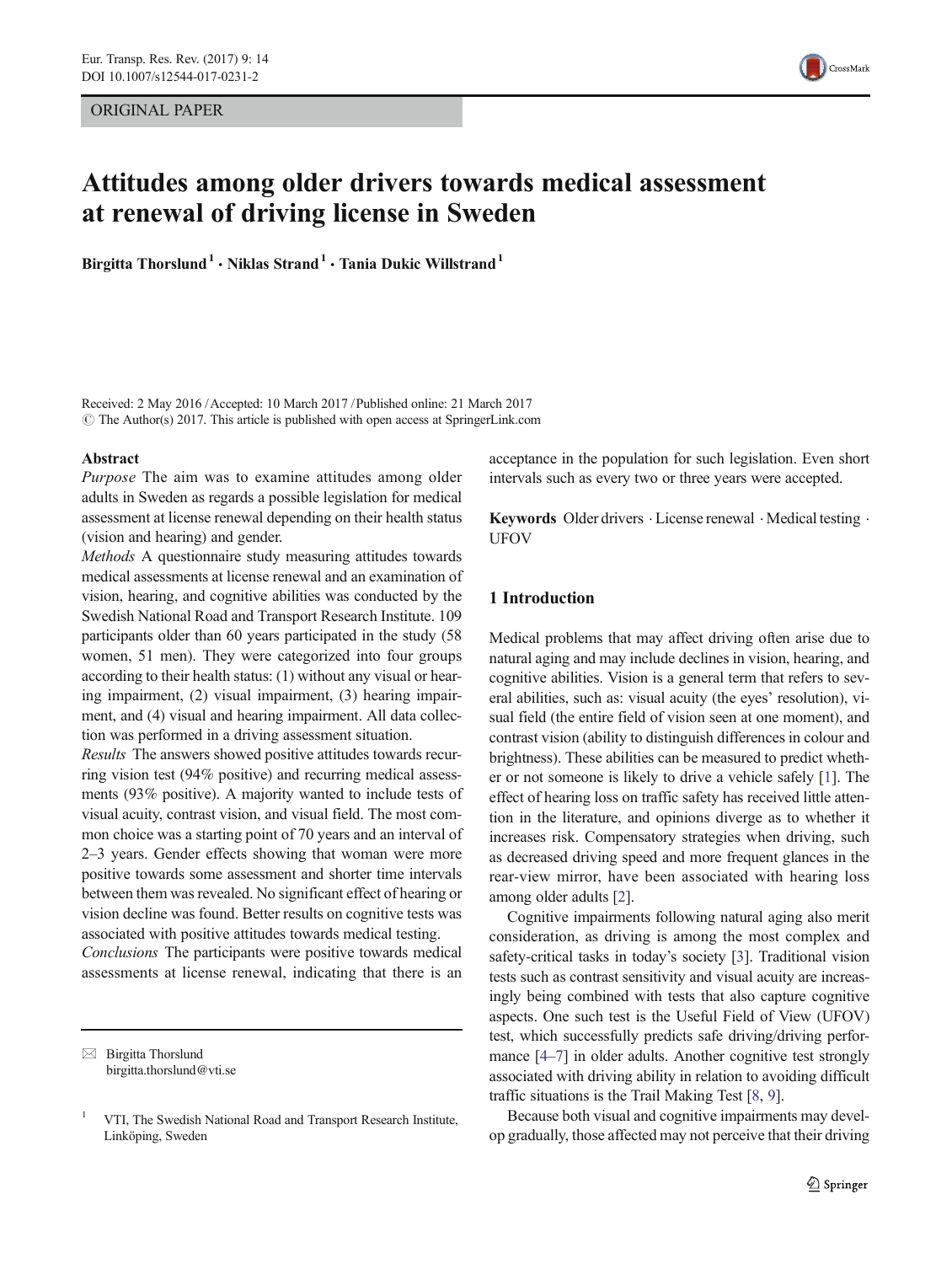ORIGINAL PAPER

# Attitudes among older drivers towards medical assessment at renewal of driving license in Sweden

**Birgitta Thorslund[1] · Niklas Strand[1] · Tania Dukic Willstrand[1]**

Received: 2 May 2016 / Accepted: 10 March 2017 / Published online: 21 March 2017
© The Author(s) 2017. This article is published with open access at SpringerLink.com

## Abstract

*Purpose* The aim was to examine attitudes among older adults in Sweden as regards a possible legislation for medical assessment at license renewal depending on their health status (vision and hearing) and gender.

*Methods* A questionnaire study measuring attitudes towards medical assessments at license renewal and an examination of vision, hearing, and cognitive abilities was conducted by the Swedish National Road and Transport Research Institute. 109 participants older than 60 years participated in the study (58 women, 51 men). They were categorized into four groups according to their health status: (1) without any visual or hearing impairment, (2) visual impairment, (3) hearing impairment, and (4) visual and hearing impairment. All data collection was performed in a driving assessment situation.

*Results* The answers showed positive attitudes towards recurring vision test (94% positive) and recurring medical assessments (93% positive). A majority wanted to include tests of visual acuity, contrast vision, and visual field. The most common choice was a starting point of 70 years and an interval of 2–3 years. Gender effects showing that woman were more positive towards some assessment and shorter time intervals between them was revealed. No significant effect of hearing or vision decline was found. Better results on cognitive tests was associated with positive attitudes towards medical testing.

*Conclusions* The participants were positive towards medical assessments at license renewal, indicating that there is an acceptance in the population for such legislation. Even short intervals such as every two or three years were accepted.

**Keywords** Older drivers · License renewal · Medical testing · UFOV

✉ Birgitta Thorslund
birgitta.thorslund@vti.se

[1] VTI, The Swedish National Road and Transport Research Institute, Linköping, Sweden

## 1 Introduction

Medical problems that may affect driving often arise due to natural aging and may include declines in vision, hearing, and cognitive abilities. Vision is a general term that refers to several abilities, such as: visual acuity (the eyes' resolution), visual field (the entire field of vision seen at one moment), and contrast vision (ability to distinguish differences in colour and brightness). These abilities can be measured to predict whether or not someone is likely to drive a vehicle safely [1]. The effect of hearing loss on traffic safety has received little attention in the literature, and opinions diverge as to whether it increases risk. Compensatory strategies when driving, such as decreased driving speed and more frequent glances in the rear-view mirror, have been associated with hearing loss among older adults [2].

Cognitive impairments following natural aging also merit consideration, as driving is among the most complex and safety-critical tasks in today's society [3]. Traditional vision tests such as contrast sensitivity and visual acuity are increasingly being combined with tests that also capture cognitive aspects. One such test is the Useful Field of View (UFOV) test, which successfully predicts safe driving/driving performance [4–7] in older adults. Another cognitive test strongly associated with driving ability in relation to avoiding difficult traffic situations is the Trail Making Test [8, 9].

Because both visual and cognitive impairments may develop gradually, those affected may not perceive that their driving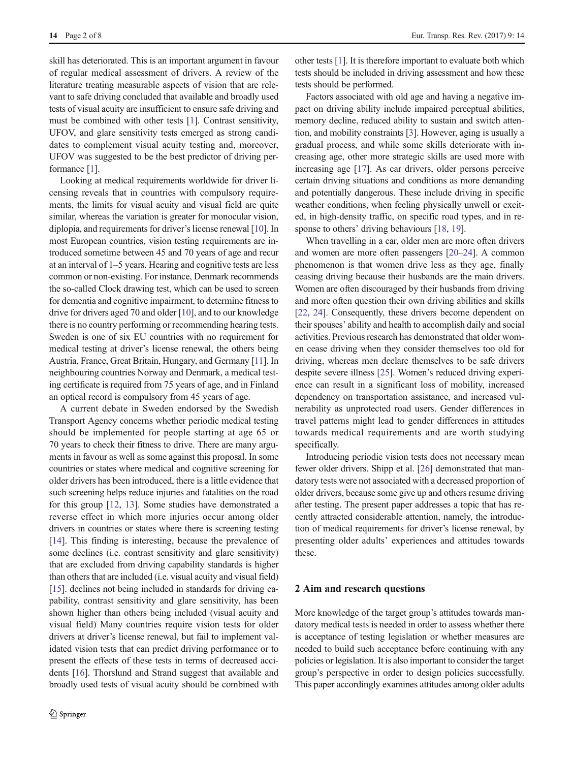skill has deteriorated. This is an important argument in favour of regular medical assessment of drivers. A review of the literature treating measurable aspects of vision that are relevant to safe driving concluded that available and broadly used tests of visual acuity are insufficient to ensure safe driving and must be combined with other tests [1]. Contrast sensitivity, UFOV, and glare sensitivity tests emerged as strong candidates to complement visual acuity testing and, moreover, UFOV was suggested to be the best predictor of driving performance [1].

Looking at medical requirements worldwide for driver licensing reveals that in countries with compulsory requirements, the limits for visual acuity and visual field are quite similar, whereas the variation is greater for monocular vision, diplopia, and requirements for driver's license renewal [10]. In most European countries, vision testing requirements are introduced sometime between 45 and 70 years of age and recur at an interval of 1–5 years. Hearing and cognitive tests are less common or non-existing. For instance, Denmark recommends the so-called Clock drawing test, which can be used to screen for dementia and cognitive impairment, to determine fitness to drive for drivers aged 70 and older [10], and to our knowledge there is no country performing or recommending hearing tests. Sweden is one of six EU countries with no requirement for medical testing at driver's license renewal, the others being Austria, France, Great Britain, Hungary, and Germany [11]. In neighbouring countries Norway and Denmark, a medical testing certificate is required from 75 years of age, and in Finland an optical record is compulsory from 45 years of age.

A current debate in Sweden endorsed by the Swedish Transport Agency concerns whether periodic medical testing should be implemented for people starting at age 65 or 70 years to check their fitness to drive. There are many arguments in favour as well as some against this proposal. In some countries or states where medical and cognitive screening for older drivers has been introduced, there is a little evidence that such screening helps reduce injuries and fatalities on the road for this group [12, 13]. Some studies have demonstrated a reverse effect in which more injuries occur among older drivers in countries or states where there is screening testing [14]. This finding is interesting, because the prevalence of some declines (i.e. contrast sensitivity and glare sensitivity) that are excluded from driving capability standards is higher than others that are included (i.e. visual acuity and visual field) [15]. declines not being included in standards for driving capability, contrast sensitivity and glare sensitivity, has been shown higher than others being included (visual acuity and visual field) Many countries require vision tests for older drivers at driver's license renewal, but fail to implement validated vision tests that can predict driving performance or to present the effects of these tests in terms of decreased accidents [16]. Thorslund and Strand suggest that available and broadly used tests of visual acuity should be combined with other tests [1]. It is therefore important to evaluate both which tests should be included in driving assessment and how these tests should be performed.

Factors associated with old age and having a negative impact on driving ability include impaired perceptual abilities, memory decline, reduced ability to sustain and switch attention, and mobility constraints [3]. However, aging is usually a gradual process, and while some skills deteriorate with increasing age, other more strategic skills are used more with increasing age [17]. As car drivers, older persons perceive certain driving situations and conditions as more demanding and potentially dangerous. These include driving in specific weather conditions, when feeling physically unwell or excited, in high-density traffic, on specific road types, and in response to others' driving behaviours [18, 19].

When travelling in a car, older men are more often drivers and women are more often passengers [20–24]. A common phenomenon is that women drive less as they age, finally ceasing driving because their husbands are the main drivers. Women are often discouraged by their husbands from driving and more often question their own driving abilities and skills [22, 24]. Consequently, these drivers become dependent on their spouses' ability and health to accomplish daily and social activities. Previous research has demonstrated that older women cease driving when they consider themselves too old for driving, whereas men declare themselves to be safe drivers despite severe illness [25]. Women's reduced driving experience can result in a significant loss of mobility, increased dependency on transportation assistance, and increased vulnerability as unprotected road users. Gender differences in travel patterns might lead to gender differences in attitudes towards medical requirements and are worth studying specifically.

Introducing periodic vision tests does not necessary mean fewer older drivers. Shipp et al. [26] demonstrated that mandatory tests were not associated with a decreased proportion of older drivers, because some give up and others resume driving after testing. The present paper addresses a topic that has recently attracted considerable attention, namely, the introduction of medical requirements for driver's license renewal, by presenting older adults' experiences and attitudes towards these.

## 2 Aim and research questions

More knowledge of the target group's attitudes towards mandatory medical tests is needed in order to assess whether there is acceptance of testing legislation or whether measures are needed to build such acceptance before continuing with any policies or legislation. It is also important to consider the target group's perspective in order to design policies successfully. This paper accordingly examines attitudes among older adults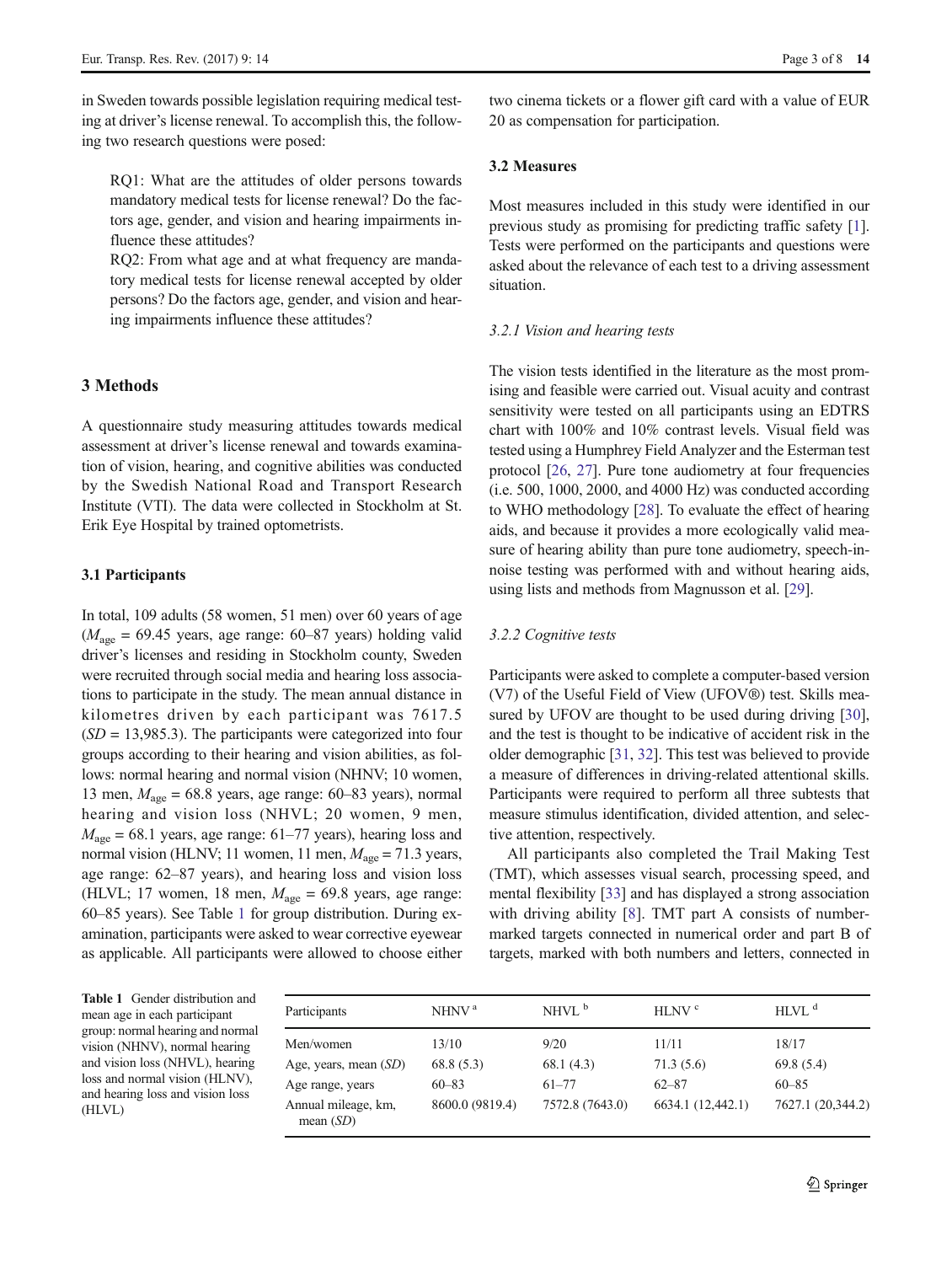in Sweden towards possible legislation requiring medical testing at driver's license renewal. To accomplish this, the following two research questions were posed:

> RQ1: What are the attitudes of older persons towards mandatory medical tests for license renewal? Do the factors age, gender, and vision and hearing impairments influence these attitudes?
>
> RQ2: From what age and at what frequency are mandatory medical tests for license renewal accepted by older persons? Do the factors age, gender, and vision and hearing impairments influence these attitudes?

## 3 Methods

A questionnaire study measuring attitudes towards medical assessment at driver's license renewal and towards examination of vision, hearing, and cognitive abilities was conducted by the Swedish National Road and Transport Research Institute (VTI). The data were collected in Stockholm at St. Erik Eye Hospital by trained optometrists.

### 3.1 Participants

In total, 109 adults (58 women, 51 men) over 60 years of age ($M_{age}$ = 69.45 years, age range: 60–87 years) holding valid driver's licenses and residing in Stockholm county, Sweden were recruited through social media and hearing loss associations to participate in the study. The mean annual distance in kilometres driven by each participant was 7617.5 ($SD$ = 13,985.3). The participants were categorized into four groups according to their hearing and vision abilities, as follows: normal hearing and normal vision (NHNV; 10 women, 13 men, $M_{age}$ = 68.8 years, age range: 60–83 years), normal hearing and vision loss (NHVL; 20 women, 9 men, $M_{age}$ = 68.1 years, age range: 61–77 years), hearing loss and normal vision (HLNV; 11 women, 11 men, $M_{age}$ = 71.3 years, age range: 62–87 years), and hearing loss and vision loss (HLVL; 17 women, 18 men, $M_{age}$ = 69.8 years, age range: 60–85 years). See Table 1 for group distribution. During examination, participants were asked to wear corrective eyewear as applicable. All participants were allowed to choose either two cinema tickets or a flower gift card with a value of EUR 20 as compensation for participation.

### 3.2 Measures

Most measures included in this study were identified in our previous study as promising for predicting traffic safety [1]. Tests were performed on the participants and questions were asked about the relevance of each test to a driving assessment situation.

#### *3.2.1 Vision and hearing tests*

The vision tests identified in the literature as the most promising and feasible were carried out. Visual acuity and contrast sensitivity were tested on all participants using an EDTRS chart with 100% and 10% contrast levels. Visual field was tested using a Humphrey Field Analyzer and the Esterman test protocol [26, 27]. Pure tone audiometry at four frequencies (i.e. 500, 1000, 2000, and 4000 Hz) was conducted according to WHO methodology [28]. To evaluate the effect of hearing aids, and because it provides a more ecologically valid measure of hearing ability than pure tone audiometry, speech-in-noise testing was performed with and without hearing aids, using lists and methods from Magnusson et al. [29].

#### *3.2.2 Cognitive tests*

Participants were asked to complete a computer-based version (V7) of the Useful Field of View (UFOV®) test. Skills measured by UFOV are thought to be used during driving [30], and the test is thought to be indicative of accident risk in the older demographic [31, 32]. This test was believed to provide a measure of differences in driving-related attentional skills. Participants were required to perform all three subtests that measure stimulus identification, divided attention, and selective attention, respectively.

All participants also completed the Trail Making Test (TMT), which assesses visual search, processing speed, and mental flexibility [33] and has displayed a strong association with driving ability [8]. TMT part A consists of number-marked targets connected in numerical order and part B of targets, marked with both numbers and letters, connected in

**Table 1** Gender distribution and mean age in each participant group: normal hearing and normal vision (NHNV), normal hearing and vision loss (NHVL), hearing loss and normal vision (HLNV), and hearing loss and vision loss (HLVL)

| Participants | NHNV [a] | NHVL [b] | HLNV [c] | HLVL [d] |
|---|---|---|---|---|
| Men/women | 13/10 | 9/20 | 11/11 | 18/17 |
| Age, years, mean (*SD*) | 68.8 (5.3) | 68.1 (4.3) | 71.3 (5.6) | 69.8 (5.4) |
| Age range, years | 60–83 | 61–77 | 62–87 | 60–85 |
| Annual mileage, km, mean (*SD*) | 8600.0 (9819.4) | 7572.8 (7643.0) | 6634.1 (12,442.1) | 7627.1 (20,344.2) |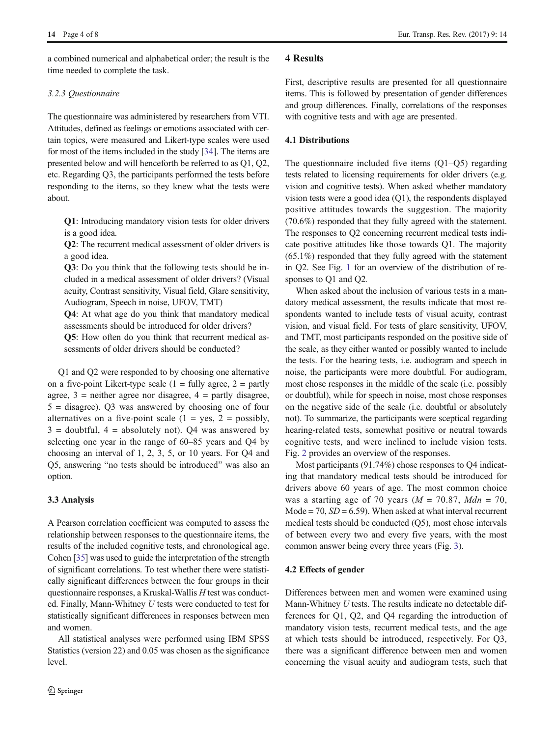a combined numerical and alphabetical order; the result is the time needed to complete the task.

#### *3.2.3 Questionnaire*

The questionnaire was administered by researchers from VTI. Attitudes, defined as feelings or emotions associated with certain topics, were measured and Likert-type scales were used for most of the items included in the study [34]. The items are presented below and will henceforth be referred to as Q1, Q2, etc. Regarding Q3, the participants performed the tests before responding to the items, so they knew what the tests were about.

> **Q1**: Introducing mandatory vision tests for older drivers is a good idea.
>
> **Q2**: The recurrent medical assessment of older drivers is a good idea.
>
> **Q3**: Do you think that the following tests should be included in a medical assessment of older drivers? (Visual acuity, Contrast sensitivity, Visual field, Glare sensitivity, Audiogram, Speech in noise, UFOV, TMT)
>
> **Q4**: At what age do you think that mandatory medical assessments should be introduced for older drivers?
>
> **Q5**: How often do you think that recurrent medical assessments of older drivers should be conducted?

Q1 and Q2 were responded to by choosing one alternative on a five-point Likert-type scale (1 = fully agree, 2 = partly agree, 3 = neither agree nor disagree, 4 = partly disagree, 5 = disagree). Q3 was answered by choosing one of four alternatives on a five-point scale (1 = yes, 2 = possibly, 3 = doubtful, 4 = absolutely not). Q4 was answered by selecting one year in the range of 60–85 years and Q4 by choosing an interval of 1, 2, 3, 5, or 10 years. For Q4 and Q5, answering "no tests should be introduced" was also an option.

### 3.3 Analysis

A Pearson correlation coefficient was computed to assess the relationship between responses to the questionnaire items, the results of the included cognitive tests, and chronological age. Cohen [35] was used to guide the interpretation of the strength of significant correlations. To test whether there were statistically significant differences between the four groups in their questionnaire responses, a Kruskal-Wallis *H* test was conducted. Finally, Mann-Whitney *U* tests were conducted to test for statistically significant differences in responses between men and women.

All statistical analyses were performed using IBM SPSS Statistics (version 22) and 0.05 was chosen as the significance level.

## 4 Results

First, descriptive results are presented for all questionnaire items. This is followed by presentation of gender differences and group differences. Finally, correlations of the responses with cognitive tests and with age are presented.

### 4.1 Distributions

The questionnaire included five items (Q1–Q5) regarding tests related to licensing requirements for older drivers (e.g. vision and cognitive tests). When asked whether mandatory vision tests were a good idea (Q1), the respondents displayed positive attitudes towards the suggestion. The majority (70.6%) responded that they fully agreed with the statement. The responses to Q2 concerning recurrent medical tests indicate positive attitudes like those towards Q1. The majority (65.1%) responded that they fully agreed with the statement in Q2. See Fig. 1 for an overview of the distribution of responses to Q1 and Q2.

When asked about the inclusion of various tests in a mandatory medical assessment, the results indicate that most respondents wanted to include tests of visual acuity, contrast vision, and visual field. For tests of glare sensitivity, UFOV, and TMT, most participants responded on the positive side of the scale, as they either wanted or possibly wanted to include the tests. For the hearing tests, i.e. audiogram and speech in noise, the participants were more doubtful. For audiogram, most chose responses in the middle of the scale (i.e. possibly or doubtful), while for speech in noise, most chose responses on the negative side of the scale (i.e. doubtful or absolutely not). To summarize, the participants were sceptical regarding hearing-related tests, somewhat positive or neutral towards cognitive tests, and were inclined to include vision tests. Fig. 2 provides an overview of the responses.

Most participants (91.74%) chose responses to Q4 indicating that mandatory medical tests should be introduced for drivers above 60 years of age. The most common choice was a starting age of 70 years ($M = 70.87$, $Mdn = 70$, Mode = 70, $SD = 6.59$). When asked at what interval recurrent medical tests should be conducted (Q5), most chose intervals of between every two and every five years, with the most common answer being every three years (Fig. 3).

### 4.2 Effects of gender

Differences between men and women were examined using Mann-Whitney *U* tests. The results indicate no detectable differences for Q1, Q2, and Q4 regarding the introduction of mandatory vision tests, recurrent medical tests, and the age at which tests should be introduced, respectively. For Q3, there was a significant difference between men and women concerning the visual acuity and audiogram tests, such that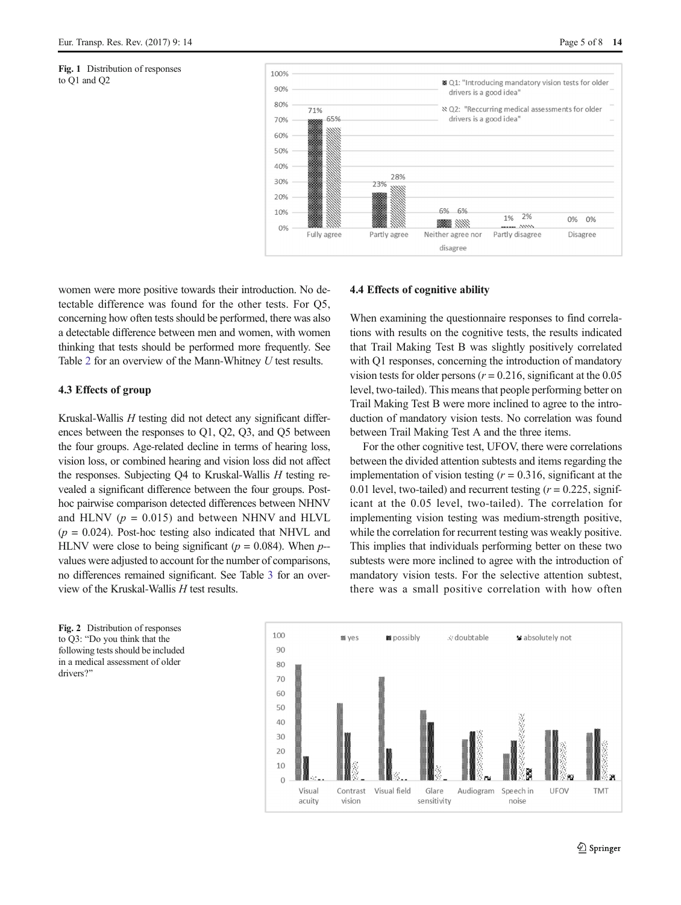Fig. 1 Distribution of responses to Q1 and Q2

women were more positive towards their introduction. No detectable difference was found for the other tests. For Q5, concerning how often tests should be performed, there was also a detectable difference between men and women, with women thinking that tests should be performed more frequently. See Table 2 for an overview of the Mann-Whitney $U$ test results.

### 4.3 Effects of group

Kruskal-Wallis $H$ testing did not detect any significant differences between the responses to Q1, Q2, Q3, and Q5 between the four groups. Age-related decline in terms of hearing loss, vision loss, or combined hearing and vision loss did not affect the responses. Subjecting Q4 to Kruskal-Wallis $H$ testing revealed a significant difference between the four groups. Post-hoc pairwise comparison detected differences between NHNV and HLNV ($p$ = 0.015) and between NHNV and HLVL ($p$ = 0.024). Post-hoc testing also indicated that NHVL and HLNV were close to being significant ($p$ = 0.084). When $p$--values were adjusted to account for the number of comparisons, no differences remained significant. See Table 3 for an overview of the Kruskal-Wallis $H$ test results.

### 4.4 Effects of cognitive ability

When examining the questionnaire responses to find correlations with results on the cognitive tests, the results indicated that Trail Making Test B was slightly positively correlated with Q1 responses, concerning the introduction of mandatory vision tests for older persons ($r$ = 0.216, significant at the 0.05 level, two-tailed). This means that people performing better on Trail Making Test B were more inclined to agree to the introduction of mandatory vision tests. No correlation was found between Trail Making Test A and the three items.

For the other cognitive test, UFOV, there were correlations between the divided attention subtests and items regarding the implementation of vision testing ($r$ = 0.316, significant at the 0.01 level, two-tailed) and recurrent testing ($r$ = 0.225, significant at the 0.05 level, two-tailed). The correlation for implementing vision testing was medium-strength positive, while the correlation for recurrent testing was weakly positive. This implies that individuals performing better on these two subtests were more inclined to agree with the introduction of mandatory vision tests. For the selective attention subtest, there was a small positive correlation with how often

Fig. 2 Distribution of responses to Q3: "Do you think that the following tests should be included in a medical assessment of older drivers?"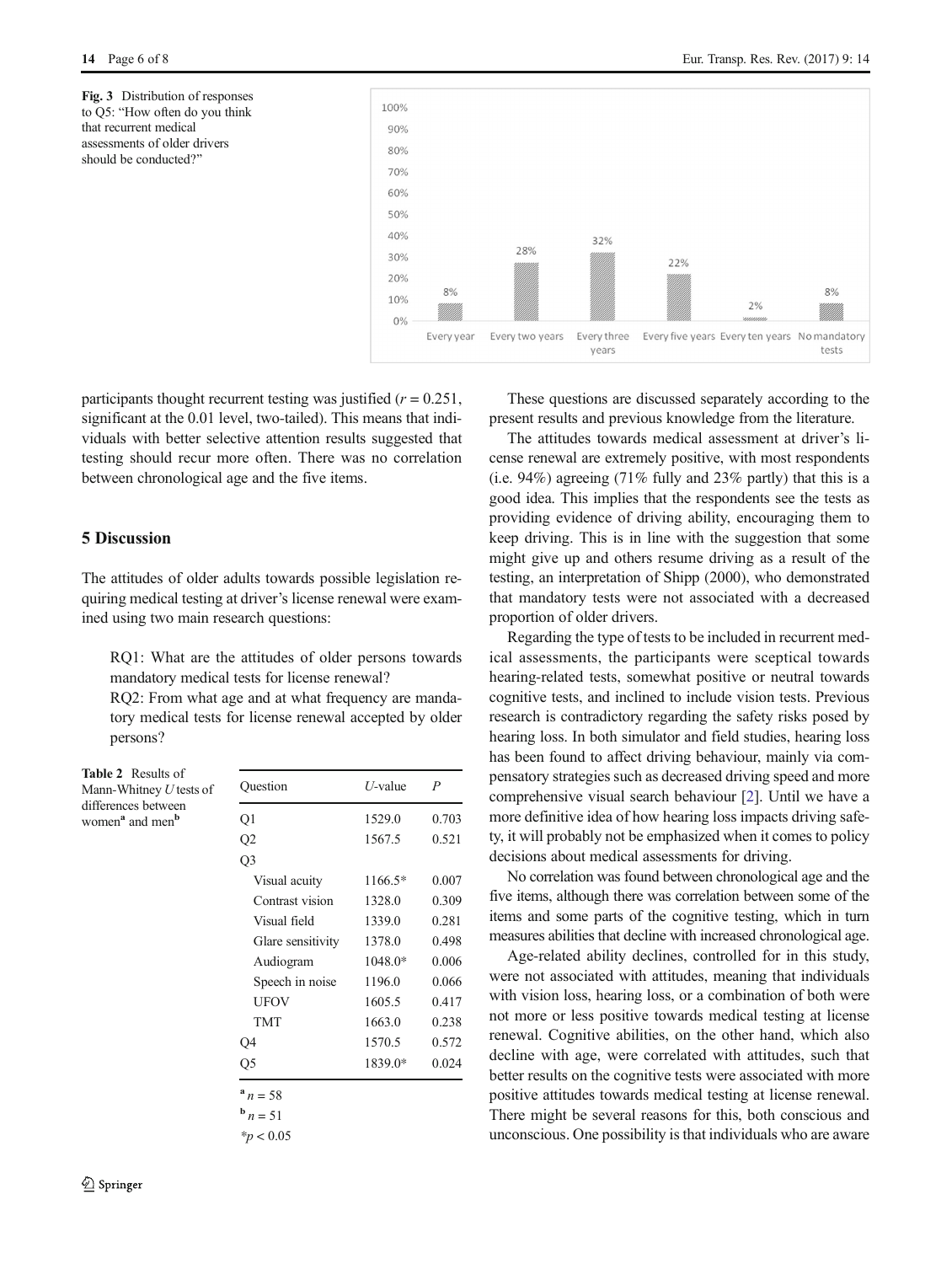Fig. 3 Distribution of responses to Q5: "How often do you think that recurrent medical assessments of older drivers should be conducted?"

participants thought recurrent testing was justified ($r = 0.251$, significant at the 0.01 level, two-tailed). This means that individuals with better selective attention results suggested that testing should recur more often. There was no correlation between chronological age and the five items.

## 5 Discussion

The attitudes of older adults towards possible legislation requiring medical testing at driver's license renewal were examined using two main research questions:

RQ1: What are the attitudes of older persons towards mandatory medical tests for license renewal?

RQ2: From what age and at what frequency are mandatory medical tests for license renewal accepted by older persons?

Table 2 Results of Mann-Whitney $U$ tests of differences between women[a] and men[b]

| Question | $U$-value | $P$ |
|---|---|---|
| Q1 | 1529.0 | 0.703 |
| Q2 | 1567.5 | 0.521 |
| Q3 | | |
| Visual acuity | 1166.5* | 0.007 |
| Contrast vision | 1328.0 | 0.309 |
| Visual field | 1339.0 | 0.281 |
| Glare sensitivity | 1378.0 | 0.498 |
| Audiogram | 1048.0* | 0.006 |
| Speech in noise | 1196.0 | 0.066 |
| UFOV | 1605.5 | 0.417 |
| TMT | 1663.0 | 0.238 |
| Q4 | 1570.5 | 0.572 |
| Q5 | 1839.0* | 0.024 |

[a] $n = 58$

[b] $n = 51$

*$p < 0.05$

These questions are discussed separately according to the present results and previous knowledge from the literature.

The attitudes towards medical assessment at driver's license renewal are extremely positive, with most respondents (i.e. 94%) agreeing (71% fully and 23% partly) that this is a good idea. This implies that the respondents see the tests as providing evidence of driving ability, encouraging them to keep driving. This is in line with the suggestion that some might give up and others resume driving as a result of the testing, an interpretation of Shipp (2000), who demonstrated that mandatory tests were not associated with a decreased proportion of older drivers.

Regarding the type of tests to be included in recurrent medical assessments, the participants were sceptical towards hearing-related tests, somewhat positive or neutral towards cognitive tests, and inclined to include vision tests. Previous research is contradictory regarding the safety risks posed by hearing loss. In both simulator and field studies, hearing loss has been found to affect driving behaviour, mainly via compensatory strategies such as decreased driving speed and more comprehensive visual search behaviour [2]. Until we have a more definitive idea of how hearing loss impacts driving safety, it will probably not be emphasized when it comes to policy decisions about medical assessments for driving.

No correlation was found between chronological age and the five items, although there was correlation between some of the items and some parts of the cognitive testing, which in turn measures abilities that decline with increased chronological age.

Age-related ability declines, controlled for in this study, were not associated with attitudes, meaning that individuals with vision loss, hearing loss, or a combination of both were not more or less positive towards medical testing at license renewal. Cognitive abilities, on the other hand, which also decline with age, were correlated with attitudes, such that better results on the cognitive tests were associated with more positive attitudes towards medical testing at license renewal. There might be several reasons for this, both conscious and unconscious. One possibility is that individuals who are aware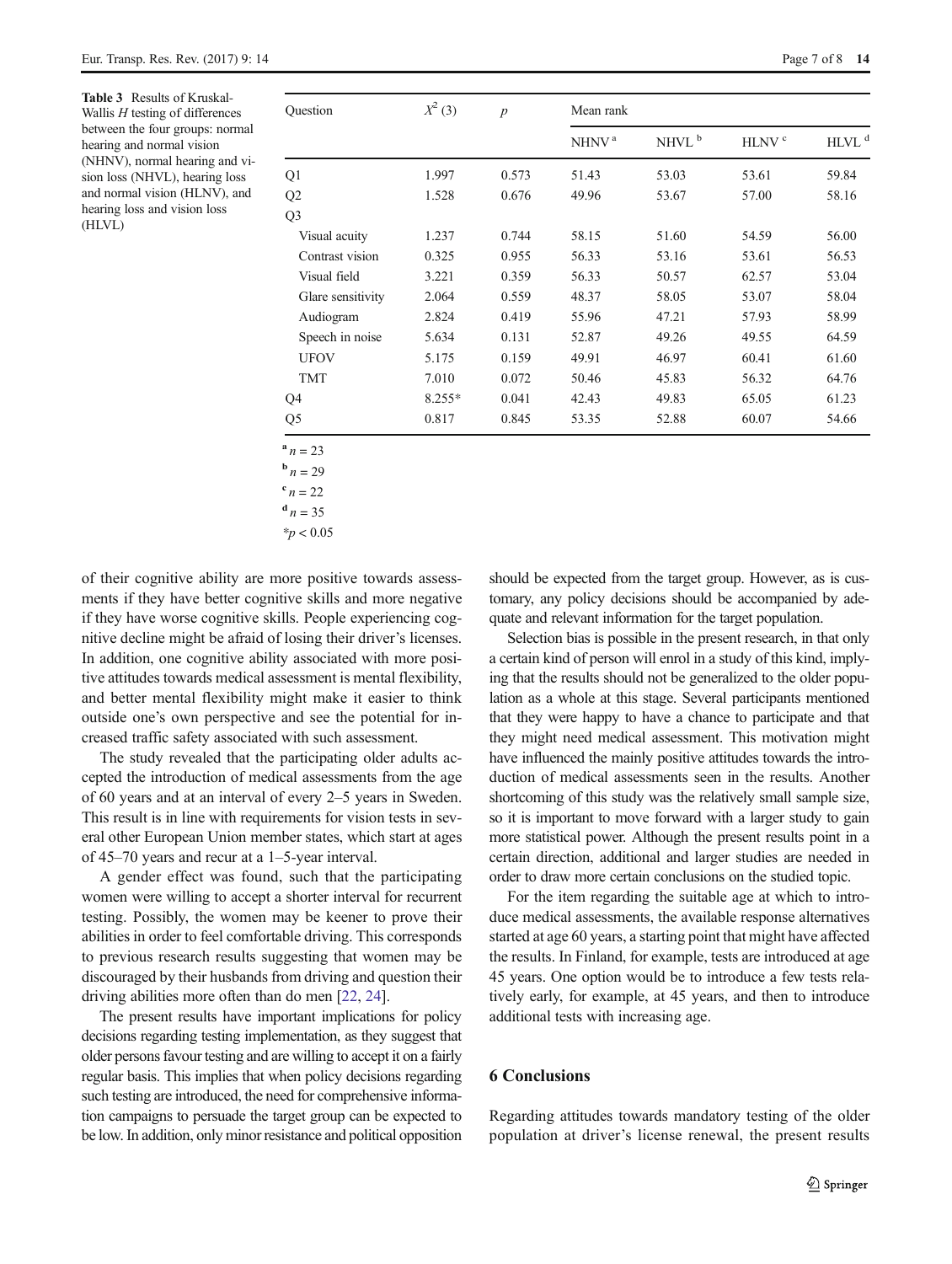**Table 3** Results of Kruskal-Wallis *H* testing of differences between the four groups: normal hearing and normal vision (NHNV), normal hearing and vision loss (NHVL), hearing loss and normal vision (HLNV), and hearing loss and vision loss (HLVL)

| Question | $X^2$ (3) | *p* | Mean rank | | | |
|---|---|---|---|---|---|---|
| | | | NHNV [a] | NHVL [b] | HLNV [c] | HLVL [d] |
| Q1 | 1.997 | 0.573 | 51.43 | 53.03 | 53.61 | 59.84 |
| Q2 | 1.528 | 0.676 | 49.96 | 53.67 | 57.00 | 58.16 |
| Q3 | | | | | | |
| Visual acuity | 1.237 | 0.744 | 58.15 | 51.60 | 54.59 | 56.00 |
| Contrast vision | 0.325 | 0.955 | 56.33 | 53.16 | 53.61 | 56.53 |
| Visual field | 3.221 | 0.359 | 56.33 | 50.57 | 62.57 | 53.04 |
| Glare sensitivity | 2.064 | 0.559 | 48.37 | 58.05 | 53.07 | 58.04 |
| Audiogram | 2.824 | 0.419 | 55.96 | 47.21 | 57.93 | 58.99 |
| Speech in noise | 5.634 | 0.131 | 52.87 | 49.26 | 49.55 | 64.59 |
| UFOV | 5.175 | 0.159 | 49.91 | 46.97 | 60.41 | 61.60 |
| TMT | 7.010 | 0.072 | 50.46 | 45.83 | 56.32 | 64.76 |
| Q4 | 8.255* | 0.041 | 42.43 | 49.83 | 65.05 | 61.23 |
| Q5 | 0.817 | 0.845 | 53.35 | 52.88 | 60.07 | 54.66 |

[a] $n = 23$

[b] $n = 29$

[c] $n = 22$

[d] $n = 35$

*$p < 0.05$

of their cognitive ability are more positive towards assessments if they have better cognitive skills and more negative if they have worse cognitive skills. People experiencing cognitive decline might be afraid of losing their driver's licenses. In addition, one cognitive ability associated with more positive attitudes towards medical assessment is mental flexibility, and better mental flexibility might make it easier to think outside one's own perspective and see the potential for increased traffic safety associated with such assessment.

The study revealed that the participating older adults accepted the introduction of medical assessments from the age of 60 years and at an interval of every 2–5 years in Sweden. This result is in line with requirements for vision tests in several other European Union member states, which start at ages of 45–70 years and recur at a 1–5-year interval.

A gender effect was found, such that the participating women were willing to accept a shorter interval for recurrent testing. Possibly, the women may be keener to prove their abilities in order to feel comfortable driving. This corresponds to previous research results suggesting that women may be discouraged by their husbands from driving and question their driving abilities more often than do men [22, 24].

The present results have important implications for policy decisions regarding testing implementation, as they suggest that older persons favour testing and are willing to accept it on a fairly regular basis. This implies that when policy decisions regarding such testing are introduced, the need for comprehensive information campaigns to persuade the target group can be expected to be low. In addition, only minor resistance and political opposition should be expected from the target group. However, as is customary, any policy decisions should be accompanied by adequate and relevant information for the target population.

Selection bias is possible in the present research, in that only a certain kind of person will enrol in a study of this kind, implying that the results should not be generalized to the older population as a whole at this stage. Several participants mentioned that they were happy to have a chance to participate and that they might need medical assessment. This motivation might have influenced the mainly positive attitudes towards the introduction of medical assessments seen in the results. Another shortcoming of this study was the relatively small sample size, so it is important to move forward with a larger study to gain more statistical power. Although the present results point in a certain direction, additional and larger studies are needed in order to draw more certain conclusions on the studied topic.

For the item regarding the suitable age at which to introduce medical assessments, the available response alternatives started at age 60 years, a starting point that might have affected the results. In Finland, for example, tests are introduced at age 45 years. One option would be to introduce a few tests relatively early, for example, at 45 years, and then to introduce additional tests with increasing age.

## 6 Conclusions

Regarding attitudes towards mandatory testing of the older population at driver's license renewal, the present results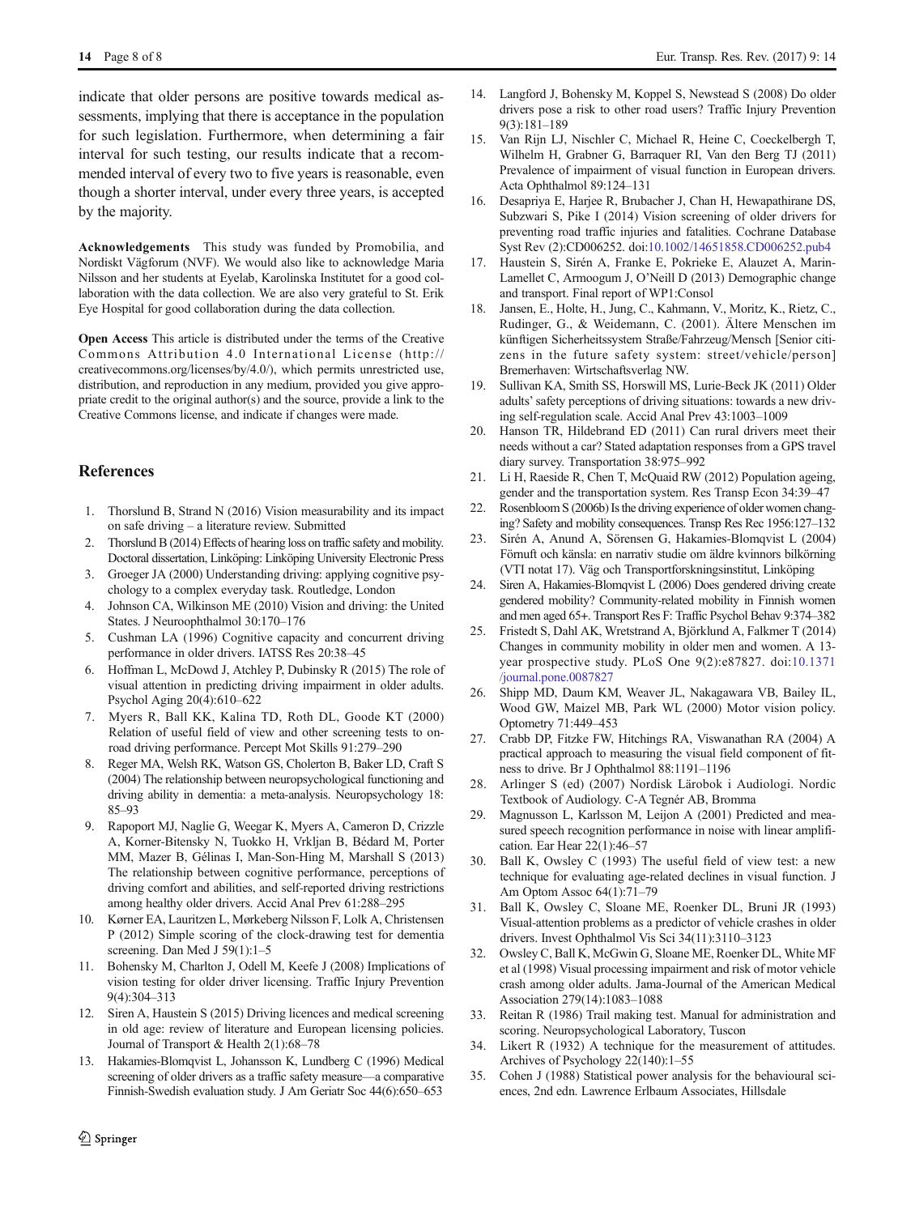indicate that older persons are positive towards medical assessments, implying that there is acceptance in the population for such legislation. Furthermore, when determining a fair interval for such testing, our results indicate that a recommended interval of every two to five years is reasonable, even though a shorter interval, under every three years, is accepted by the majority.

**Acknowledgements** This study was funded by Promobilia, and Nordiskt Vägforum (NVF). We would also like to acknowledge Maria Nilsson and her students at Eyelab, Karolinska Institutet for a good collaboration with the data collection. We are also very grateful to St. Erik Eye Hospital for good collaboration during the data collection.

**Open Access** This article is distributed under the terms of the Creative Commons Attribution 4.0 International License (http://creativecommons.org/licenses/by/4.0/), which permits unrestricted use, distribution, and reproduction in any medium, provided you give appropriate credit to the original author(s) and the source, provide a link to the Creative Commons license, and indicate if changes were made.

## References

1. Thorslund B, Strand N (2016) Vision measurability and its impact on safe driving – a literature review. Submitted
2. Thorslund B (2014) Effects of hearing loss on traffic safety and mobility. Doctoral dissertation, Linköping: Linköping University Electronic Press
3. Groeger JA (2000) Understanding driving: applying cognitive psychology to a complex everyday task. Routledge, London
4. Johnson CA, Wilkinson ME (2010) Vision and driving: the United States. J Neuroophthalmol 30:170–176
5. Cushman LA (1996) Cognitive capacity and concurrent driving performance in older drivers. IATSS Res 20:38–45
6. Hoffman L, McDowd J, Atchley P, Dubinsky R (2015) The role of visual attention in predicting driving impairment in older adults. Psychol Aging 20(4):610–622
7. Myers R, Ball KK, Kalina TD, Roth DL, Goode KT (2000) Relation of useful field of view and other screening tests to on-road driving performance. Percept Mot Skills 91:279–290
8. Reger MA, Welsh RK, Watson GS, Cholerton B, Baker LD, Craft S (2004) The relationship between neuropsychological functioning and driving ability in dementia: a meta-analysis. Neuropsychology 18: 85–93
9. Rapoport MJ, Naglie G, Weegar K, Myers A, Cameron D, Crizzle A, Korner-Bitensky N, Tuokko H, Vrkljan B, Bédard M, Porter MM, Mazer B, Gélinas I, Man-Son-Hing M, Marshall S (2013) The relationship between cognitive performance, perceptions of driving comfort and abilities, and self-reported driving restrictions among healthy older drivers. Accid Anal Prev 61:288–295
10. Kørner EA, Lauritzen L, Mørkeberg Nilsson F, Lolk A, Christensen P (2012) Simple scoring of the clock-drawing test for dementia screening. Dan Med J 59(1):1–5
11. Bohensky M, Charlton J, Odell M, Keefe J (2008) Implications of vision testing for older driver licensing. Traffic Injury Prevention 9(4):304–313
12. Siren A, Haustein S (2015) Driving licences and medical screening in old age: review of literature and European licensing policies. Journal of Transport & Health 2(1):68–78
13. Hakamies-Blomqvist L, Johansson K, Lundberg C (1996) Medical screening of older drivers as a traffic safety measure—a comparative Finnish-Swedish evaluation study. J Am Geriatr Soc 44(6):650–653
14. Langford J, Bohensky M, Koppel S, Newstead S (2008) Do older drivers pose a risk to other road users? Traffic Injury Prevention 9(3):181–189
15. Van Rijn LJ, Nischler C, Michael R, Heine C, Coeckelbergh T, Wilhelm H, Grabner G, Barraquer RI, Van den Berg TJ (2011) Prevalence of impairment of visual function in European drivers. Acta Ophthalmol 89:124–131
16. Desapriya E, Harjee R, Brubacher J, Chan H, Hewapathirane DS, Subzwari S, Pike I (2014) Vision screening of older drivers for preventing road traffic injuries and fatalities. Cochrane Database Syst Rev (2):CD006252. doi:10.1002/14651858.CD006252.pub4
17. Haustein S, Sirén A, Franke E, Pokrieke E, Alauzet A, Marin-Lamellet C, Armoogum J, O'Neill D (2013) Demographic change and transport. Final report of WP1:Consol
18. Jansen, E., Holte, H., Jung, C., Kahmann, V., Moritz, K., Rietz, C., Rudinger, G., & Weidemann, C. (2001). Ältere Menschen im künftigen Sicherheitssystem Straße/Fahrzeug/Mensch [Senior citizens in the future safety system: street/vehicle/person] Bremerhaven: Wirtschaftsverlag NW.
19. Sullivan KA, Smith SS, Horswill MS, Lurie-Beck JK (2011) Older adults' safety perceptions of driving situations: towards a new driving self-regulation scale. Accid Anal Prev 43:1003–1009
20. Hanson TR, Hildebrand ED (2011) Can rural drivers meet their needs without a car? Stated adaptation responses from a GPS travel diary survey. Transportation 38:975–992
21. Li H, Raeside R, Chen T, McQuaid RW (2012) Population ageing, gender and the transportation system. Res Transp Econ 34:39–47
22. Rosenbloom S (2006b) Is the driving experience of older women changing? Safety and mobility consequences. Transp Res Rec 1956:127–132
23. Sirén A, Anund A, Sörensen G, Hakamies-Blomqvist L (2004) Förnuft och känsla: en narrativ studie om äldre kvinnors bilkörning (VTI notat 17). Väg och Transportforskningsinstitut, Linköping
24. Siren A, Hakamies-Blomqvist L (2006) Does gendered driving create gendered mobility? Community-related mobility in Finnish women and men aged 65+. Transport Res F: Traffic Psychol Behav 9:374–382
25. Fristedt S, Dahl AK, Wretstrand A, Björklund A, Falkmer T (2014) Changes in community mobility in older men and women. A 13-year prospective study. PLoS One 9(2):e87827. doi:10.1371/journal.pone.0087827
26. Shipp MD, Daum KM, Weaver JL, Nakagawara VB, Bailey IL, Wood GW, Maizel MB, Park WL (2000) Motor vision policy. Optometry 71:449–453
27. Crabb DP, Fitzke FW, Hitchings RA, Viswanathan RA (2004) A practical approach to measuring the visual field component of fitness to drive. Br J Ophthalmol 88:1191–1196
28. Arlinger S (ed) (2007) Nordisk Lärobok i Audiologi. Nordic Textbook of Audiology. C-A Tegnér AB, Bromma
29. Magnusson L, Karlsson M, Leijon A (2001) Predicted and measured speech recognition performance in noise with linear amplification. Ear Hear 22(1):46–57
30. Ball K, Owsley C (1993) The useful field of view test: a new technique for evaluating age-related declines in visual function. J Am Optom Assoc 64(1):71–79
31. Ball K, Owsley C, Sloane ME, Roenker DL, Bruni JR (1993) Visual-attention problems as a predictor of vehicle crashes in older drivers. Invest Ophthalmol Vis Sci 34(11):3110–3123
32. Owsley C, Ball K, McGwin G, Sloane ME, Roenker DL, White MF et al (1998) Visual processing impairment and risk of motor vehicle crash among older adults. Jama-Journal of the American Medical Association 279(14):1083–1088
33. Reitan R (1986) Trail making test. Manual for administration and scoring. Neuropsychological Laboratory, Tuscon
34. Likert R (1932) A technique for the measurement of attitudes. Archives of Psychology 22(140):1–55
35. Cohen J (1988) Statistical power analysis for the behavioural sciences, 2nd edn. Lawrence Erlbaum Associates, Hillsdale